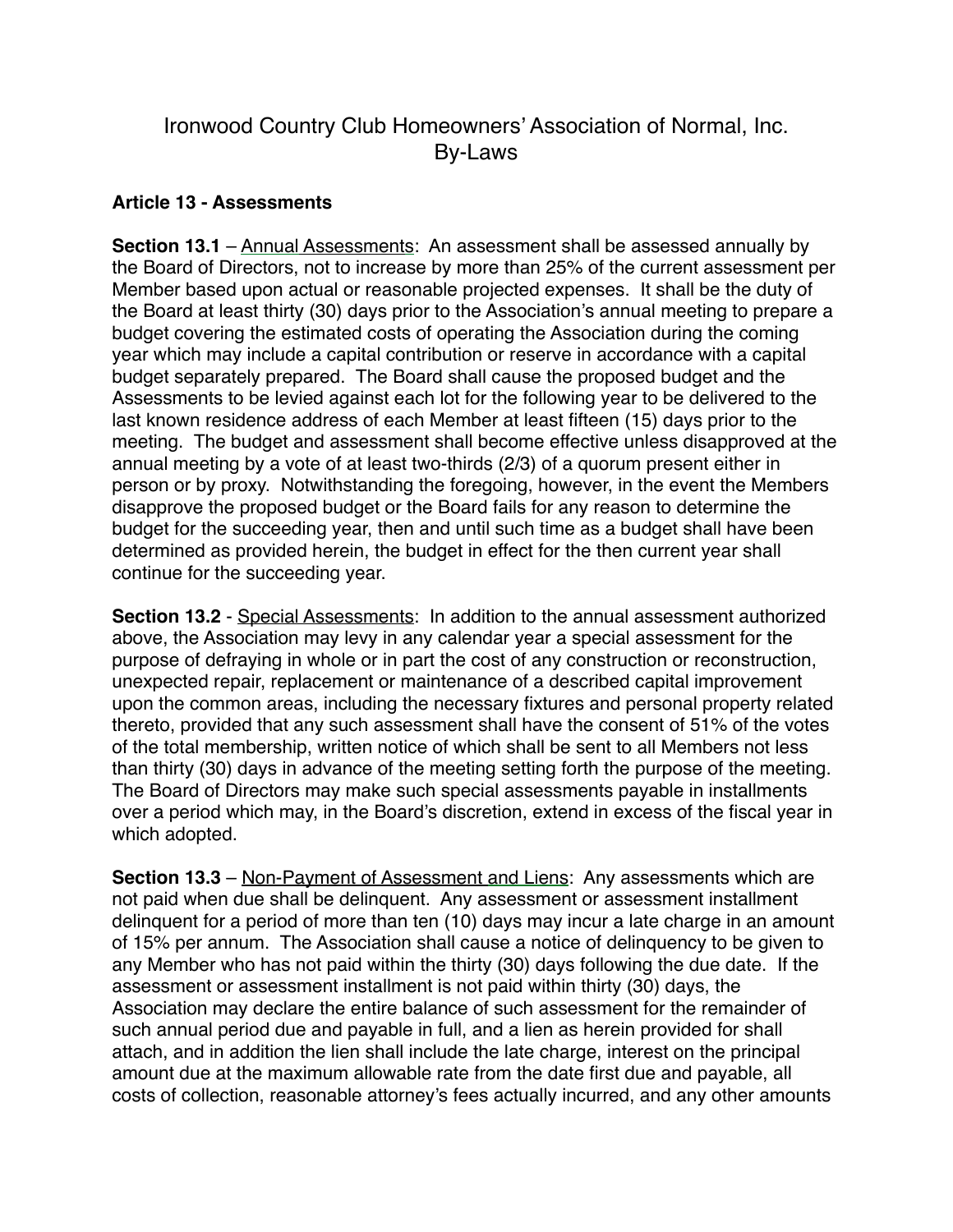# Ironwood Country Club Homeowners' Association of Normal, Inc.
# By-Laws

## Article 13 - Assessments

**Section 13.1** – Annual Assessments: An assessment shall be assessed annually by the Board of Directors, not to increase by more than 25% of the current assessment per Member based upon actual or reasonable projected expenses. It shall be the duty of the Board at least thirty (30) days prior to the Association's annual meeting to prepare a budget covering the estimated costs of operating the Association during the coming year which may include a capital contribution or reserve in accordance with a capital budget separately prepared. The Board shall cause the proposed budget and the Assessments to be levied against each lot for the following year to be delivered to the last known residence address of each Member at least fifteen (15) days prior to the meeting. The budget and assessment shall become effective unless disapproved at the annual meeting by a vote of at least two-thirds (2/3) of a quorum present either in person or by proxy. Notwithstanding the foregoing, however, in the event the Members disapprove the proposed budget or the Board fails for any reason to determine the budget for the succeeding year, then and until such time as a budget shall have been determined as provided herein, the budget in effect for the then current year shall continue for the succeeding year.

**Section 13.2** - Special Assessments: In addition to the annual assessment authorized above, the Association may levy in any calendar year a special assessment for the purpose of defraying in whole or in part the cost of any construction or reconstruction, unexpected repair, replacement or maintenance of a described capital improvement upon the common areas, including the necessary fixtures and personal property related thereto, provided that any such assessment shall have the consent of 51% of the votes of the total membership, written notice of which shall be sent to all Members not less than thirty (30) days in advance of the meeting setting forth the purpose of the meeting. The Board of Directors may make such special assessments payable in installments over a period which may, in the Board's discretion, extend in excess of the fiscal year in which adopted.

**Section 13.3** – Non-Payment of Assessment and Liens: Any assessments which are not paid when due shall be delinquent. Any assessment or assessment installment delinquent for a period of more than ten (10) days may incur a late charge in an amount of 15% per annum. The Association shall cause a notice of delinquency to be given to any Member who has not paid within the thirty (30) days following the due date. If the assessment or assessment installment is not paid within thirty (30) days, the Association may declare the entire balance of such assessment for the remainder of such annual period due and payable in full, and a lien as herein provided for shall attach, and in addition the lien shall include the late charge, interest on the principal amount due at the maximum allowable rate from the date first due and payable, all costs of collection, reasonable attorney's fees actually incurred, and any other amounts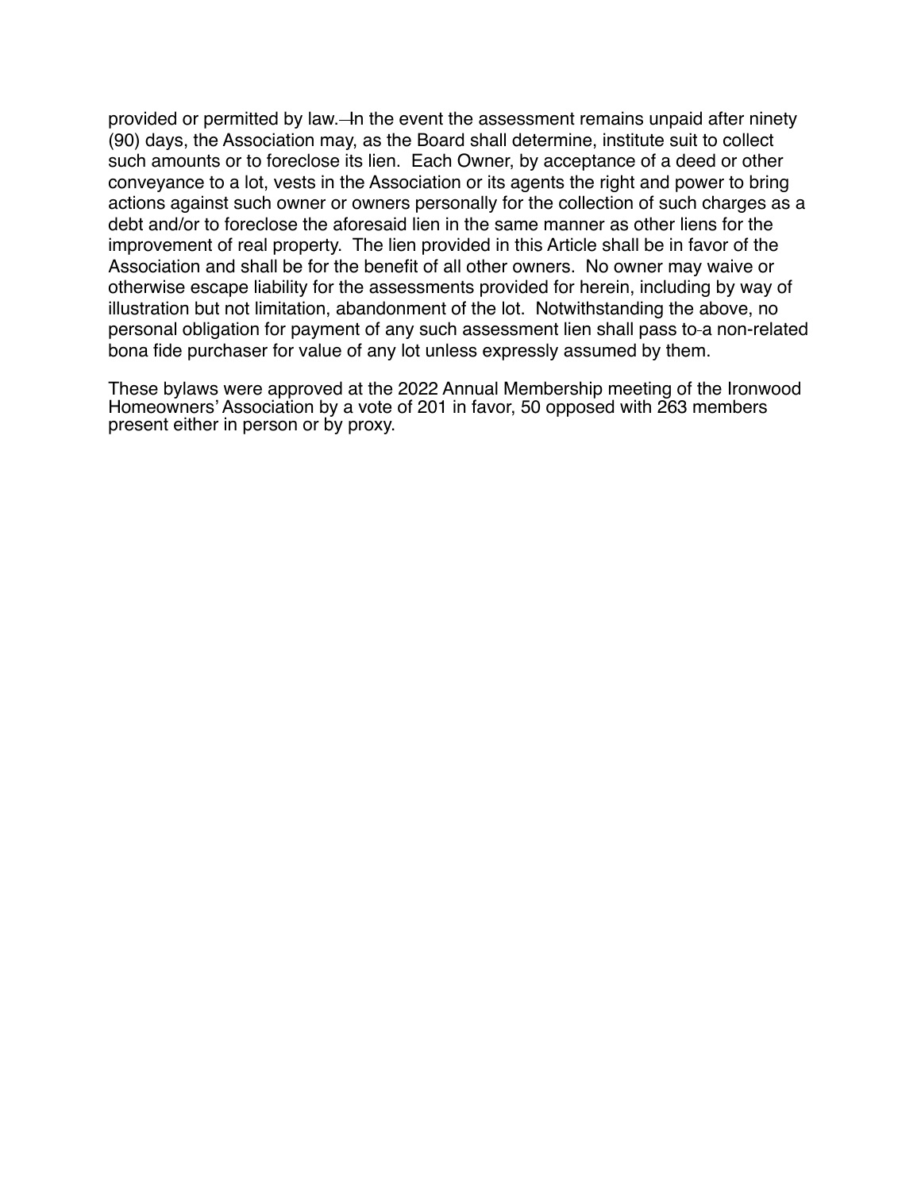provided or permitted by law. In the event the assessment remains unpaid after ninety (90) days, the Association may, as the Board shall determine, institute suit to collect such amounts or to foreclose its lien. Each Owner, by acceptance of a deed or other conveyance to a lot, vests in the Association or its agents the right and power to bring actions against such owner or owners personally for the collection of such charges as a debt and/or to foreclose the aforesaid lien in the same manner as other liens for the improvement of real property. The lien provided in this Article shall be in favor of the Association and shall be for the benefit of all other owners. No owner may waive or otherwise escape liability for the assessments provided for herein, including by way of illustration but not limitation, abandonment of the lot. Notwithstanding the above, no personal obligation for payment of any such assessment lien shall pass to a non-related bona fide purchaser for value of any lot unless expressly assumed by them.

These bylaws were approved at the 2022 Annual Membership meeting of the Ironwood Homeowners' Association by a vote of 201 in favor, 50 opposed with 263 members present either in person or by proxy.